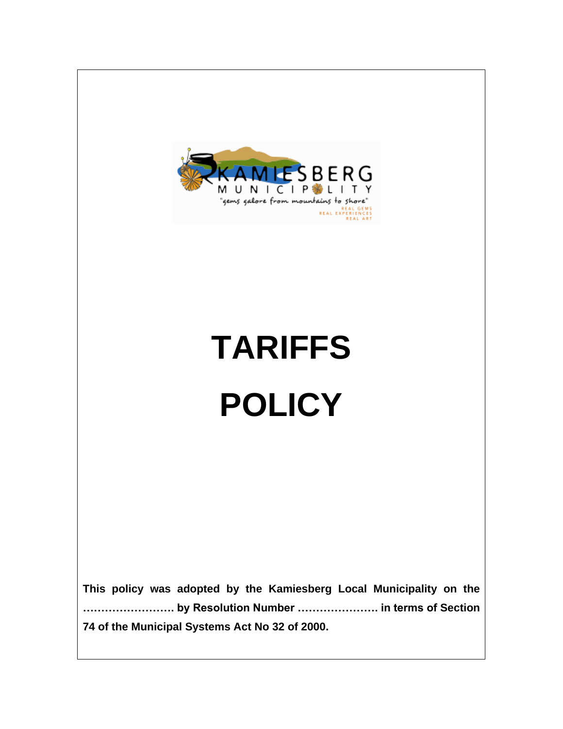# TARIFFS POLICY

**This policy was adopted by the Kamiesberg Local Municipality on the ……………………. by Resolution Number …………………. in terms of Section 74 of the Municipal Systems Act No 32 of 2000.**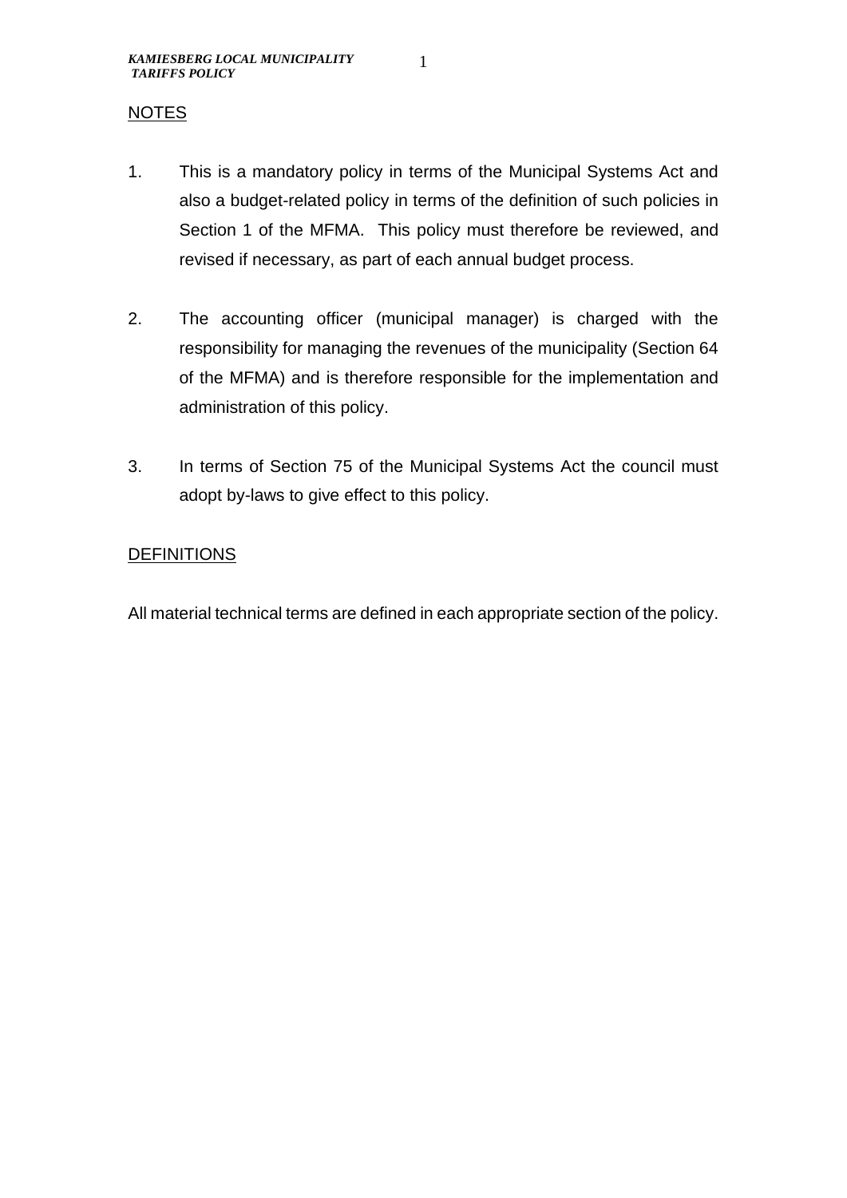## NOTES

1. This is a mandatory policy in terms of the Municipal Systems Act and also a budget-related policy in terms of the definition of such policies in Section 1 of the MFMA. This policy must therefore be reviewed, and revised if necessary, as part of each annual budget process.

2. The accounting officer (municipal manager) is charged with the responsibility for managing the revenues of the municipality (Section 64 of the MFMA) and is therefore responsible for the implementation and administration of this policy.

3. In terms of Section 75 of the Municipal Systems Act the council must adopt by-laws to give effect to this policy.

## DEFINITIONS

All material technical terms are defined in each appropriate section of the policy.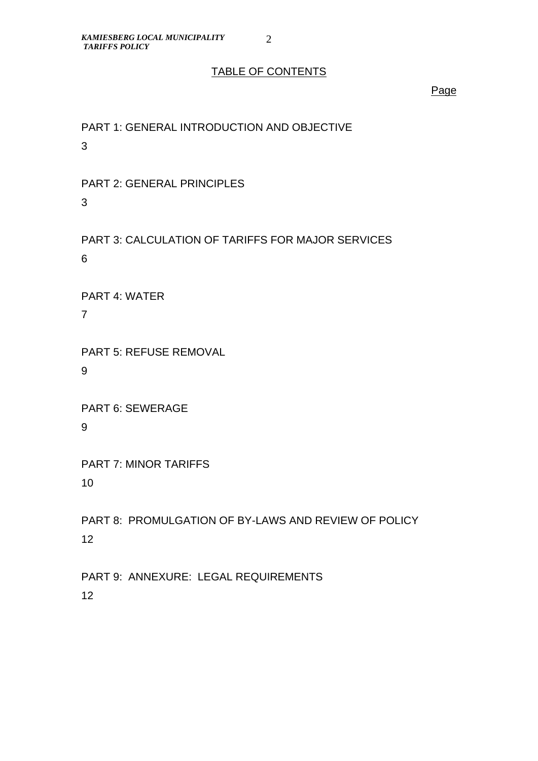TABLE OF CONTENTS

| | Page |
|---|---|
| PART 1: GENERAL INTRODUCTION AND OBJECTIVE | 3 |
| PART 2: GENERAL PRINCIPLES | 3 |
| PART 3: CALCULATION OF TARIFFS FOR MAJOR SERVICES | 6 |
| PART 4: WATER | 7 |
| PART 5: REFUSE REMOVAL | 9 |
| PART 6: SEWERAGE | 9 |
| PART 7: MINOR TARIFFS | 10 |
| PART 8: PROMULGATION OF BY-LAWS AND REVIEW OF POLICY | 12 |
| PART 9: ANNEXURE: LEGAL REQUIREMENTS | 12 |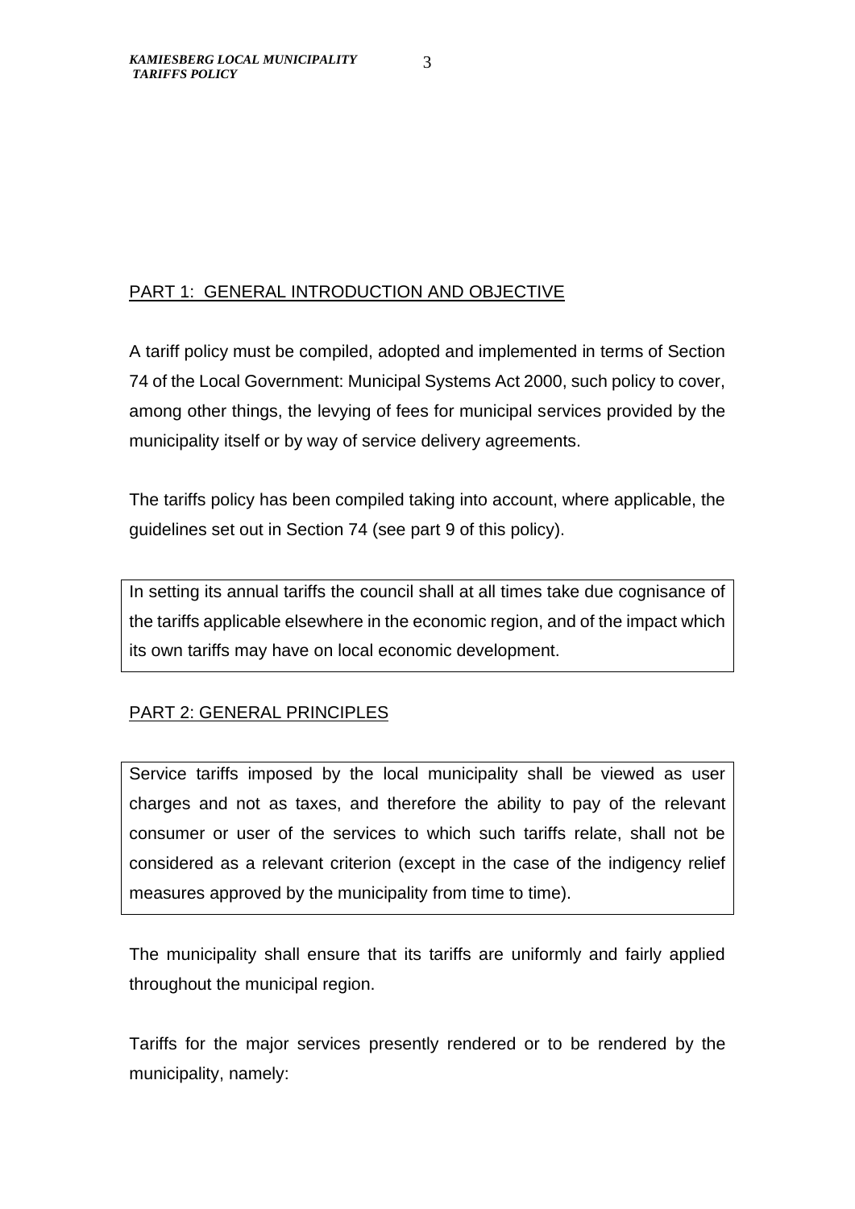## PART 1: GENERAL INTRODUCTION AND OBJECTIVE

A tariff policy must be compiled, adopted and implemented in terms of Section 74 of the Local Government: Municipal Systems Act 2000, such policy to cover, among other things, the levying of fees for municipal services provided by the municipality itself or by way of service delivery agreements.

The tariffs policy has been compiled taking into account, where applicable, the guidelines set out in Section 74 (see part 9 of this policy).

In setting its annual tariffs the council shall at all times take due cognisance of the tariffs applicable elsewhere in the economic region, and of the impact which its own tariffs may have on local economic development.

## PART 2: GENERAL PRINCIPLES

Service tariffs imposed by the local municipality shall be viewed as user charges and not as taxes, and therefore the ability to pay of the relevant consumer or user of the services to which such tariffs relate, shall not be considered as a relevant criterion (except in the case of the indigency relief measures approved by the municipality from time to time).

The municipality shall ensure that its tariffs are uniformly and fairly applied throughout the municipal region.

Tariffs for the major services presently rendered or to be rendered by the municipality, namely: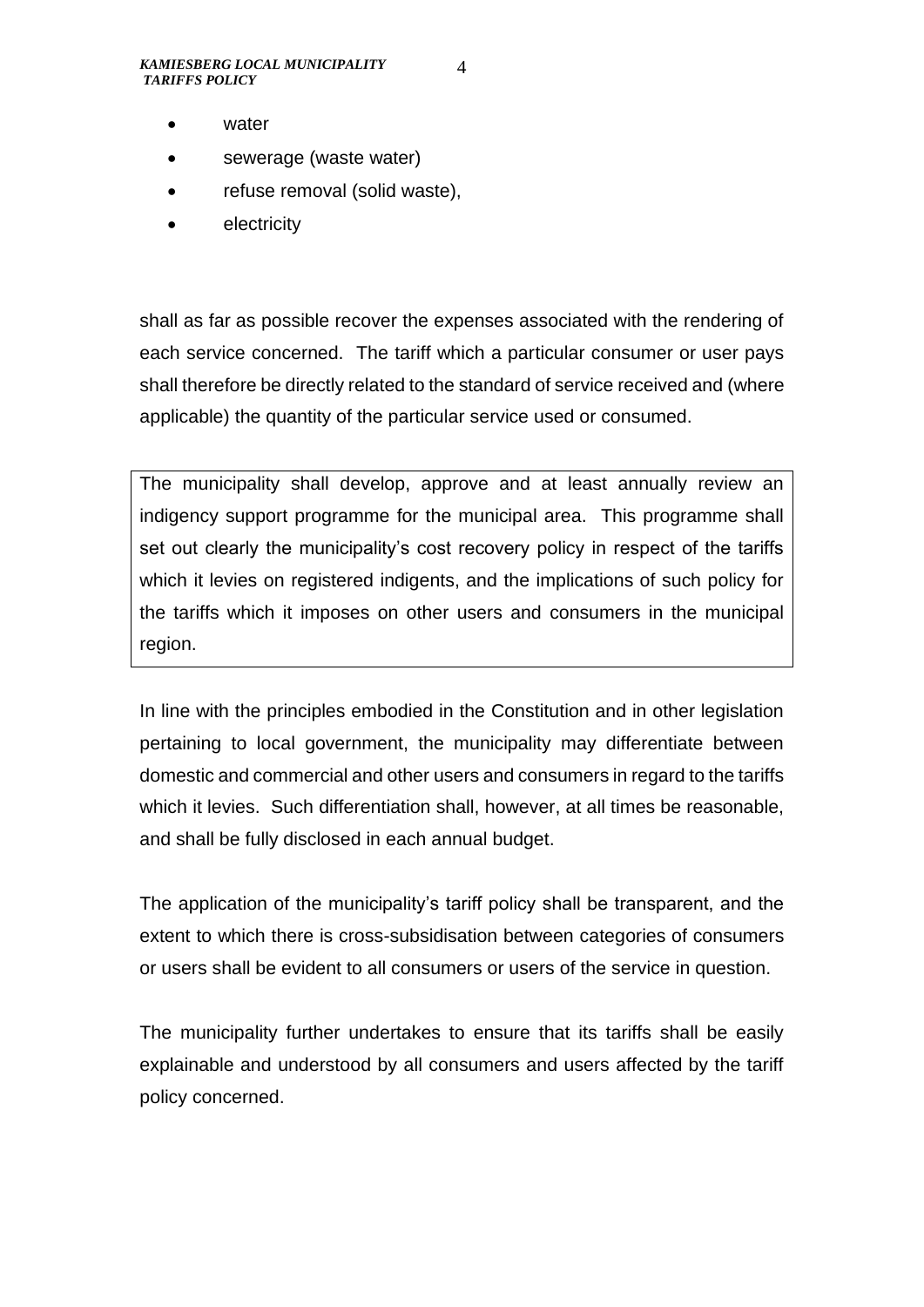- water
- sewerage (waste water)
- refuse removal (solid waste),
- electricity

shall as far as possible recover the expenses associated with the rendering of each service concerned. The tariff which a particular consumer or user pays shall therefore be directly related to the standard of service received and (where applicable) the quantity of the particular service used or consumed.

The municipality shall develop, approve and at least annually review an indigency support programme for the municipal area. This programme shall set out clearly the municipality's cost recovery policy in respect of the tariffs which it levies on registered indigents, and the implications of such policy for the tariffs which it imposes on other users and consumers in the municipal region.

In line with the principles embodied in the Constitution and in other legislation pertaining to local government, the municipality may differentiate between domestic and commercial and other users and consumers in regard to the tariffs which it levies. Such differentiation shall, however, at all times be reasonable, and shall be fully disclosed in each annual budget.

The application of the municipality's tariff policy shall be transparent, and the extent to which there is cross-subsidisation between categories of consumers or users shall be evident to all consumers or users of the service in question.

The municipality further undertakes to ensure that its tariffs shall be easily explainable and understood by all consumers and users affected by the tariff policy concerned.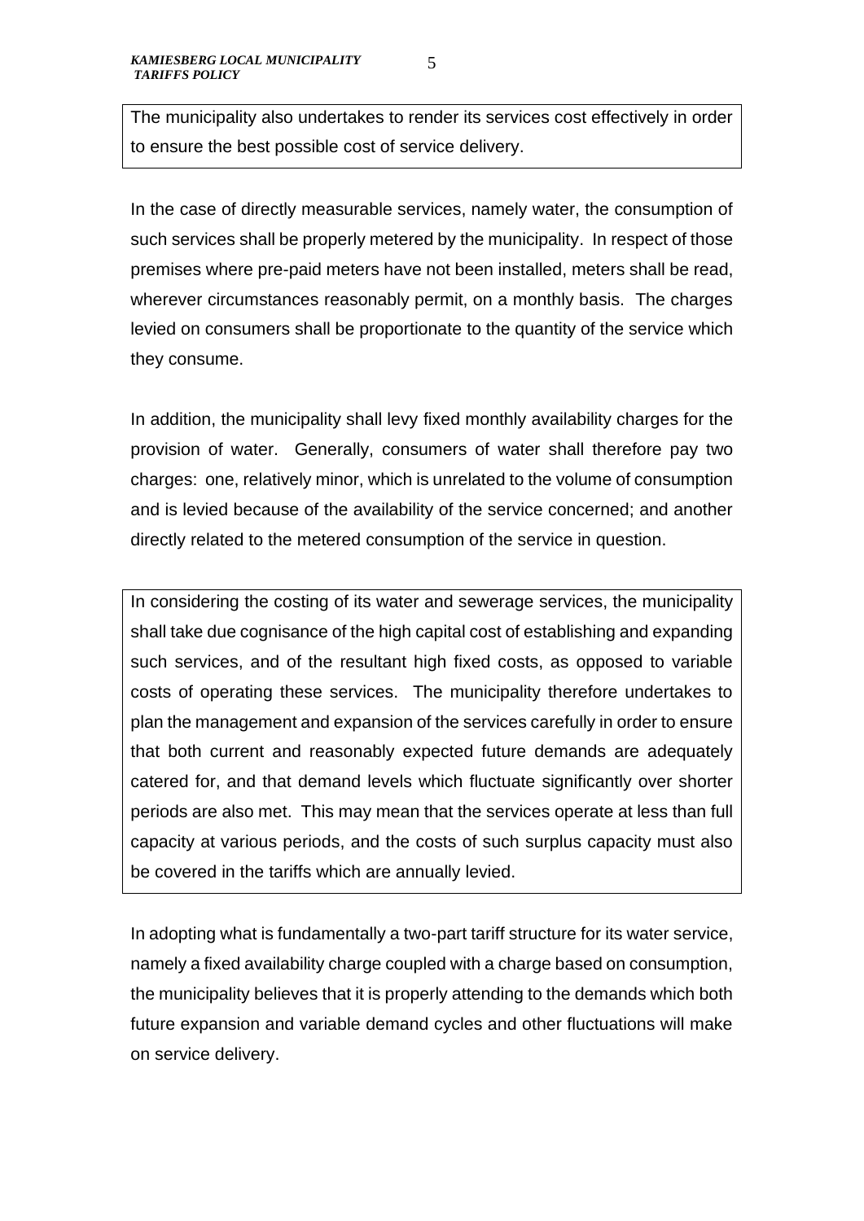The municipality also undertakes to render its services cost effectively in order to ensure the best possible cost of service delivery.

In the case of directly measurable services, namely water, the consumption of such services shall be properly metered by the municipality. In respect of those premises where pre-paid meters have not been installed, meters shall be read, wherever circumstances reasonably permit, on a monthly basis. The charges levied on consumers shall be proportionate to the quantity of the service which they consume.

In addition, the municipality shall levy fixed monthly availability charges for the provision of water. Generally, consumers of water shall therefore pay two charges: one, relatively minor, which is unrelated to the volume of consumption and is levied because of the availability of the service concerned; and another directly related to the metered consumption of the service in question.

In considering the costing of its water and sewerage services, the municipality shall take due cognisance of the high capital cost of establishing and expanding such services, and of the resultant high fixed costs, as opposed to variable costs of operating these services. The municipality therefore undertakes to plan the management and expansion of the services carefully in order to ensure that both current and reasonably expected future demands are adequately catered for, and that demand levels which fluctuate significantly over shorter periods are also met. This may mean that the services operate at less than full capacity at various periods, and the costs of such surplus capacity must also be covered in the tariffs which are annually levied.

In adopting what is fundamentally a two-part tariff structure for its water service, namely a fixed availability charge coupled with a charge based on consumption, the municipality believes that it is properly attending to the demands which both future expansion and variable demand cycles and other fluctuations will make on service delivery.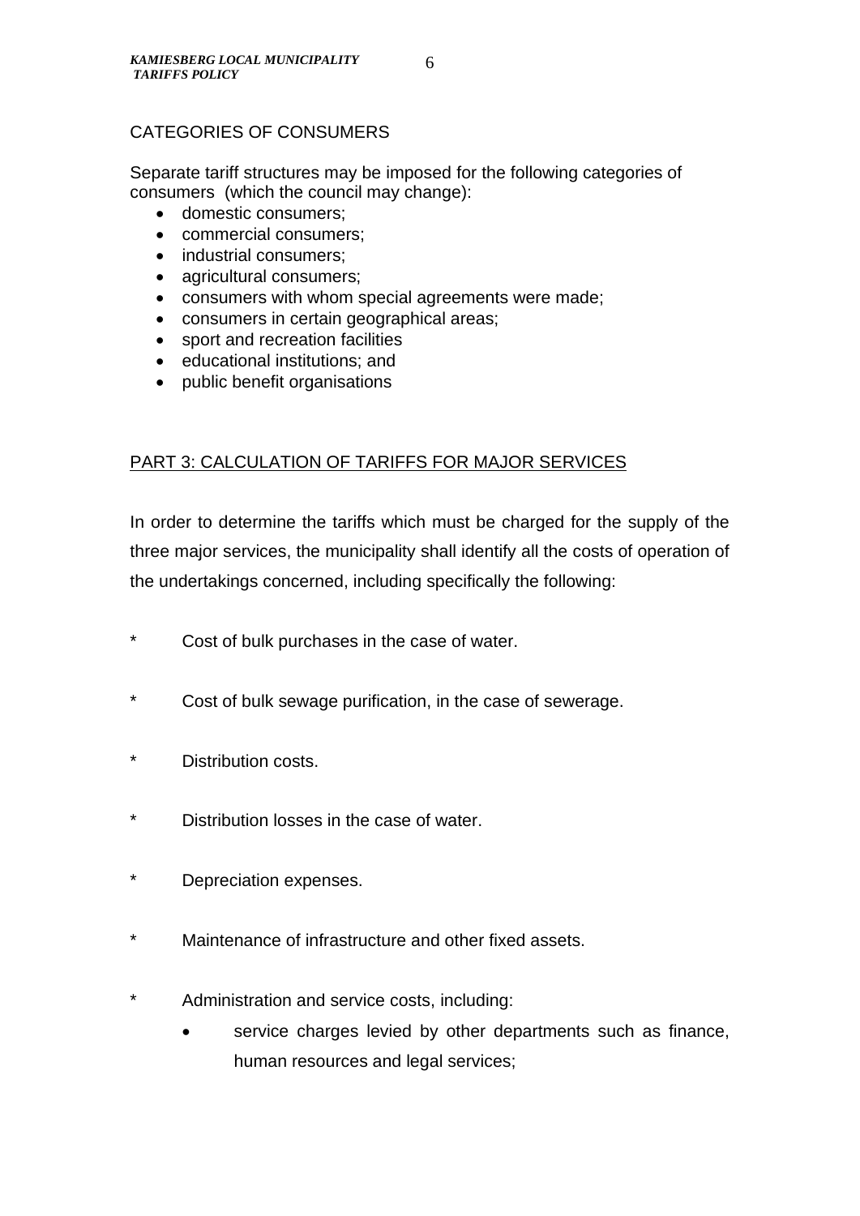CATEGORIES OF CONSUMERS

Separate tariff structures may be imposed for the following categories of consumers (which the council may change):

- domestic consumers;
- commercial consumers;
- industrial consumers;
- agricultural consumers;
- consumers with whom special agreements were made;
- consumers in certain geographical areas;
- sport and recreation facilities
- educational institutions; and
- public benefit organisations

## PART 3: CALCULATION OF TARIFFS FOR MAJOR SERVICES

In order to determine the tariffs which must be charged for the supply of the three major services, the municipality shall identify all the costs of operation of the undertakings concerned, including specifically the following:

\* Cost of bulk purchases in the case of water.

\* Cost of bulk sewage purification, in the case of sewerage.

\* Distribution costs.

\* Distribution losses in the case of water.

\* Depreciation expenses.

\* Maintenance of infrastructure and other fixed assets.

\* Administration and service costs, including:

- service charges levied by other departments such as finance, human resources and legal services;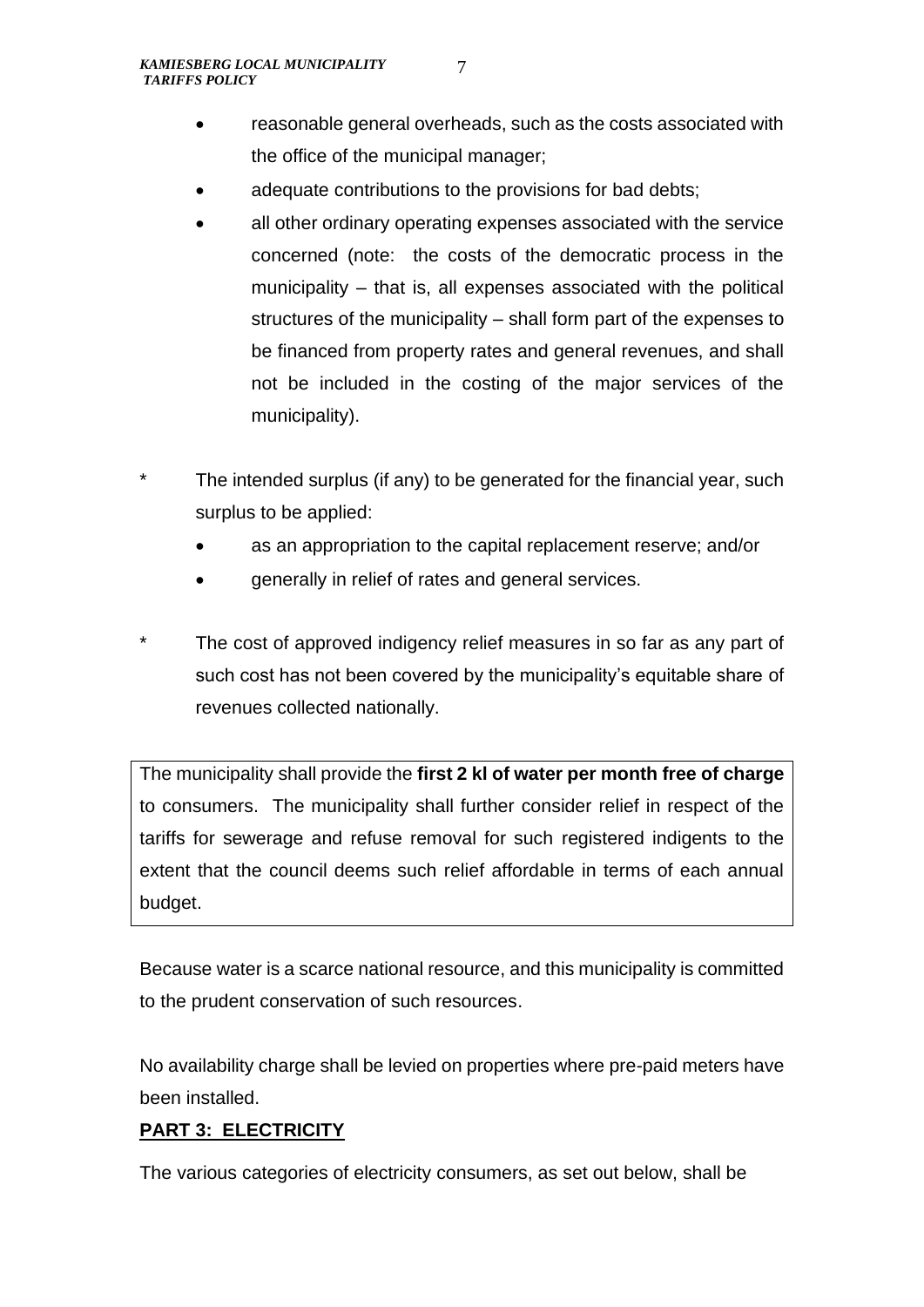- reasonable general overheads, such as the costs associated with the office of the municipal manager;
- adequate contributions to the provisions for bad debts;
- all other ordinary operating expenses associated with the service concerned (note: the costs of the democratic process in the municipality – that is, all expenses associated with the political structures of the municipality – shall form part of the expenses to be financed from property rates and general revenues, and shall not be included in the costing of the major services of the municipality).

\* The intended surplus (if any) to be generated for the financial year, such surplus to be applied:

- as an appropriation to the capital replacement reserve; and/or
- generally in relief of rates and general services.

\* The cost of approved indigency relief measures in so far as any part of such cost has not been covered by the municipality's equitable share of revenues collected nationally.

The municipality shall provide the **first 2 kl of water per month free of charge** to consumers. The municipality shall further consider relief in respect of the tariffs for sewerage and refuse removal for such registered indigents to the extent that the council deems such relief affordable in terms of each annual budget.

Because water is a scarce national resource, and this municipality is committed to the prudent conservation of such resources.

No availability charge shall be levied on properties where pre-paid meters have been installed.

**PART 3: ELECTRICITY**

The various categories of electricity consumers, as set out below, shall be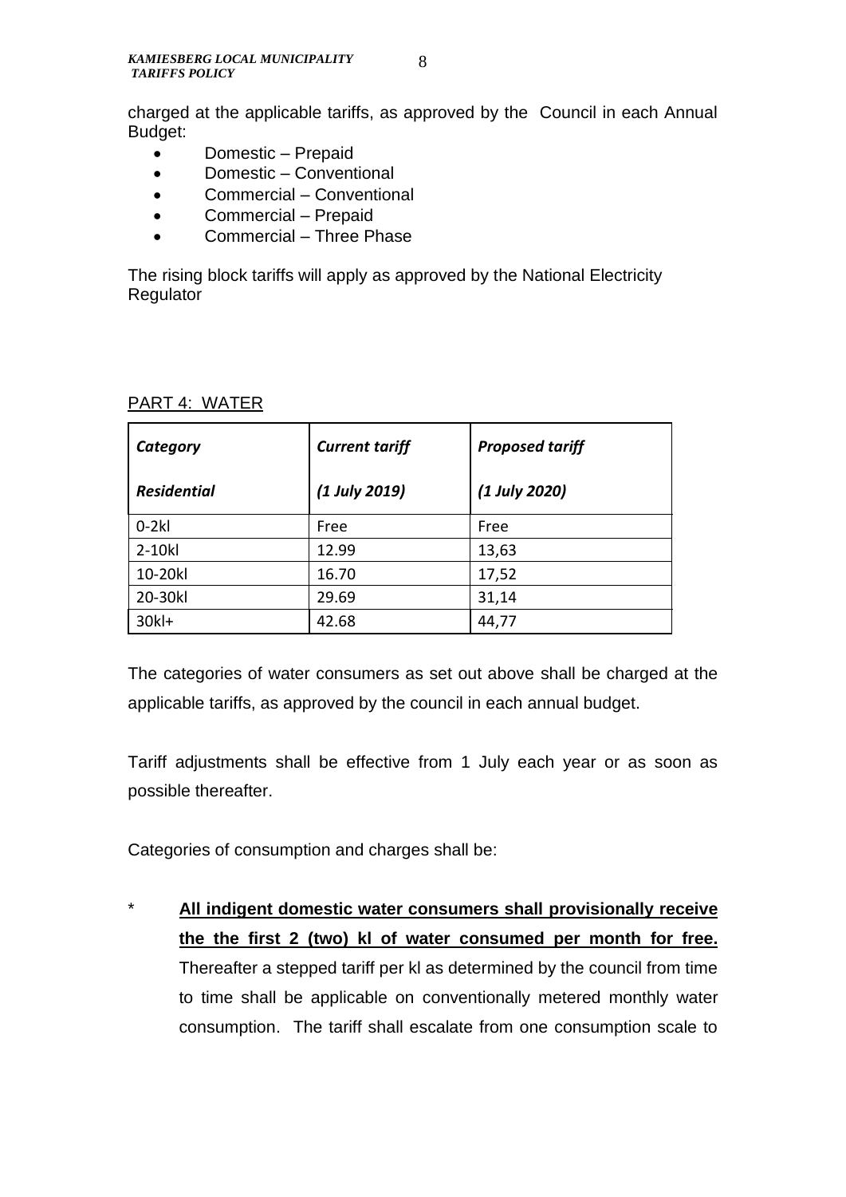charged at the applicable tariffs, as approved by the Council in each Annual Budget:

- Domestic – Prepaid
- Domestic – Conventional
- Commercial – Conventional
- Commercial – Prepaid
- Commercial – Three Phase

The rising block tariffs will apply as approved by the National Electricity Regulator

PART 4: WATER

| *Category*<br>*Residential* | *Current tariff*<br>*(1 July 2019)* | *Proposed tariff*<br>*(1 July 2020)* |
|---|---|---|
| 0-2kl | Free | Free |
| 2-10kl | 12.99 | 13,63 |
| 10-20kl | 16.70 | 17,52 |
| 20-30kl | 29.69 | 31,14 |
| 30kl+ | 42.68 | 44,77 |

The categories of water consumers as set out above shall be charged at the applicable tariffs, as approved by the council in each annual budget.

Tariff adjustments shall be effective from 1 July each year or as soon as possible thereafter.

Categories of consumption and charges shall be:

* **All indigent domestic water consumers shall provisionally receive the the first 2 (two) kl of water consumed per month for free.** Thereafter a stepped tariff per kl as determined by the council from time to time shall be applicable on conventionally metered monthly water consumption. The tariff shall escalate from one consumption scale to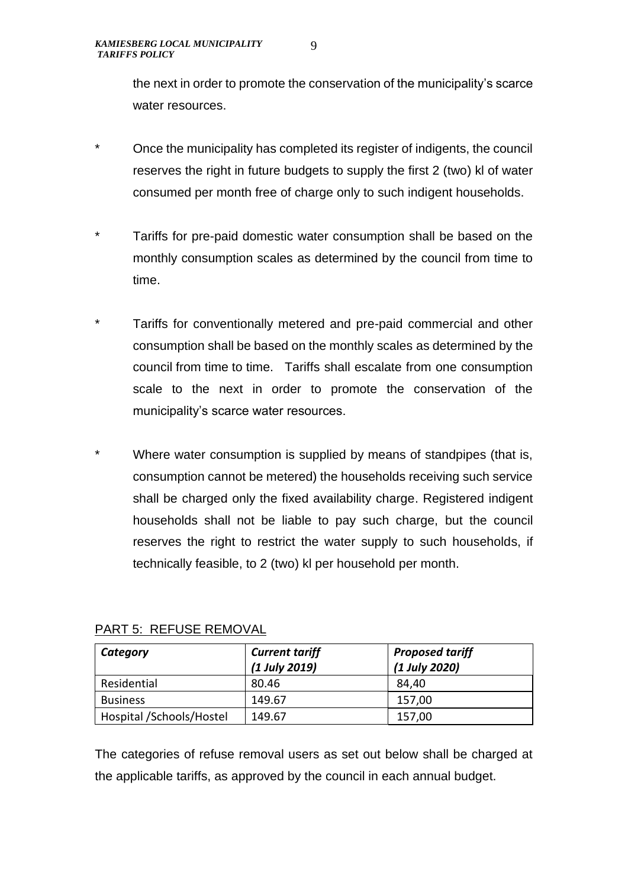the next in order to promote the conservation of the municipality's scarce water resources.

- * Once the municipality has completed its register of indigents, the council reserves the right in future budgets to supply the first 2 (two) kl of water consumed per month free of charge only to such indigent households.

- * Tariffs for pre-paid domestic water consumption shall be based on the monthly consumption scales as determined by the council from time to time.

- * Tariffs for conventionally metered and pre-paid commercial and other consumption shall be based on the monthly scales as determined by the council from time to time. Tariffs shall escalate from one consumption scale to the next in order to promote the conservation of the municipality's scarce water resources.

- * Where water consumption is supplied by means of standpipes (that is, consumption cannot be metered) the households receiving such service shall be charged only the fixed availability charge. Registered indigent households shall not be liable to pay such charge, but the council reserves the right to restrict the water supply to such households, if technically feasible, to 2 (two) kl per household per month.

## PART 5: REFUSE REMOVAL

| *Category* | *Current tariff (1 July 2019)* | *Proposed tariff (1 July 2020)* |
|---|---|---|
| Residential | 80.46 | 84,40 |
| Business | 149.67 | 157,00 |
| Hospital /Schools/Hostel | 149.67 | 157,00 |

The categories of refuse removal users as set out below shall be charged at the applicable tariffs, as approved by the council in each annual budget.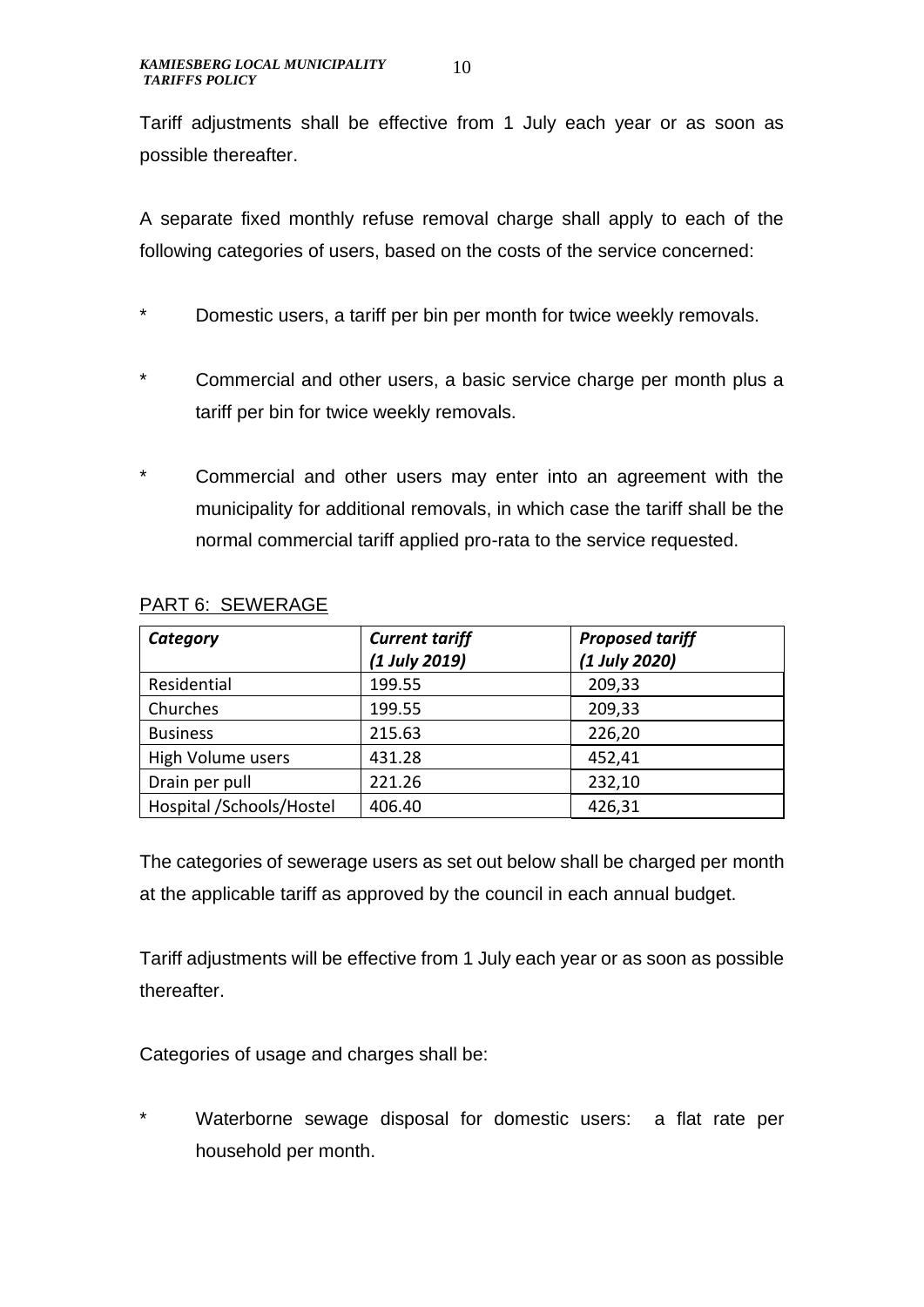Tariff adjustments shall be effective from 1 July each year or as soon as possible thereafter.

A separate fixed monthly refuse removal charge shall apply to each of the following categories of users, based on the costs of the service concerned:

* Domestic users, a tariff per bin per month for twice weekly removals.

* Commercial and other users, a basic service charge per month plus a tariff per bin for twice weekly removals.

* Commercial and other users may enter into an agreement with the municipality for additional removals, in which case the tariff shall be the normal commercial tariff applied pro-rata to the service requested.

## PART 6: SEWERAGE

| ***Category*** | ***Current tariff (1 July 2019)*** | ***Proposed tariff (1 July 2020)*** |
|---|---|---|
| Residential | 199.55 | 209,33 |
| Churches | 199.55 | 209,33 |
| Business | 215.63 | 226,20 |
| High Volume users | 431.28 | 452,41 |
| Drain per pull | 221.26 | 232,10 |
| Hospital /Schools/Hostel | 406.40 | 426,31 |

The categories of sewerage users as set out below shall be charged per month at the applicable tariff as approved by the council in each annual budget.

Tariff adjustments will be effective from 1 July each year or as soon as possible thereafter.

Categories of usage and charges shall be:

* Waterborne sewage disposal for domestic users: a flat rate per household per month.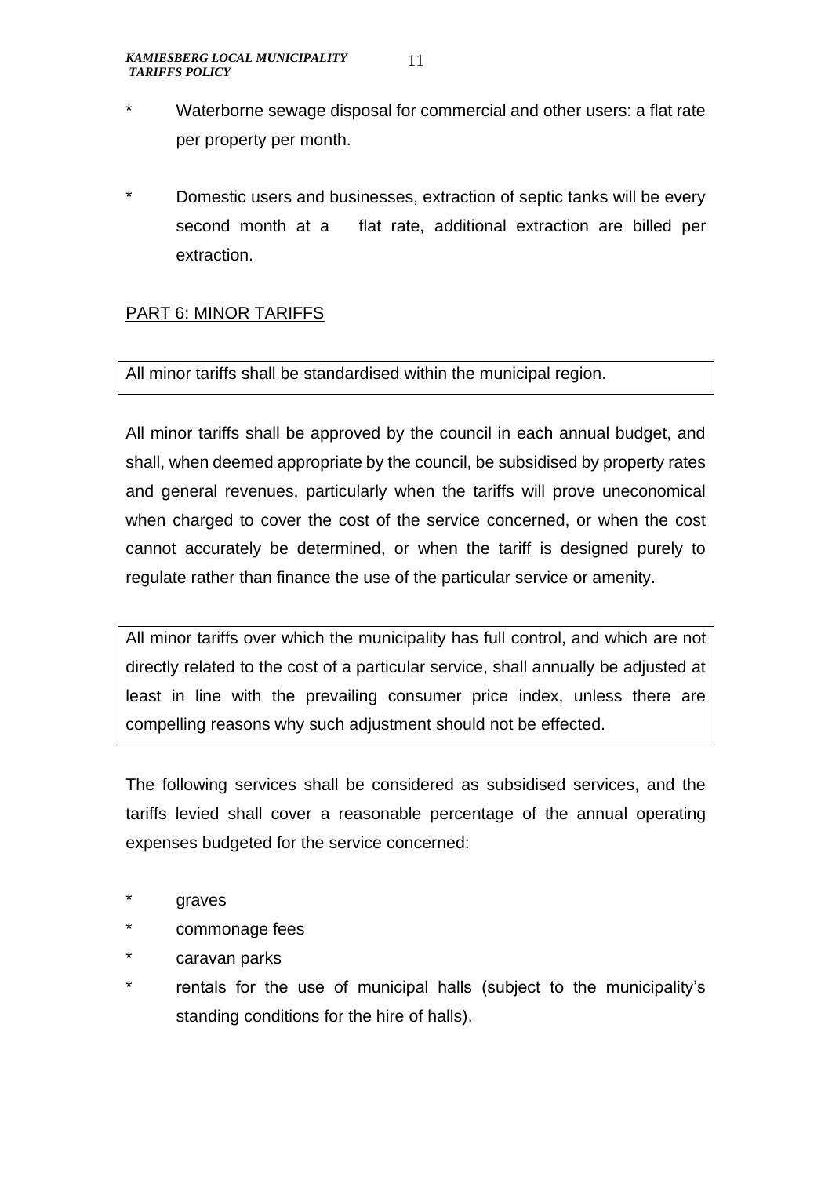- Waterborne sewage disposal for commercial and other users: a flat rate per property per month.
- Domestic users and businesses, extraction of septic tanks will be every second month at a flat rate, additional extraction are billed per extraction.

## PART 6: MINOR TARIFFS

All minor tariffs shall be standardised within the municipal region.

All minor tariffs shall be approved by the council in each annual budget, and shall, when deemed appropriate by the council, be subsidised by property rates and general revenues, particularly when the tariffs will prove uneconomical when charged to cover the cost of the service concerned, or when the cost cannot accurately be determined, or when the tariff is designed purely to regulate rather than finance the use of the particular service or amenity.

All minor tariffs over which the municipality has full control, and which are not directly related to the cost of a particular service, shall annually be adjusted at least in line with the prevailing consumer price index, unless there are compelling reasons why such adjustment should not be effected.

The following services shall be considered as subsidised services, and the tariffs levied shall cover a reasonable percentage of the annual operating expenses budgeted for the service concerned:

- graves
- commonage fees
- caravan parks
- rentals for the use of municipal halls (subject to the municipality's standing conditions for the hire of halls).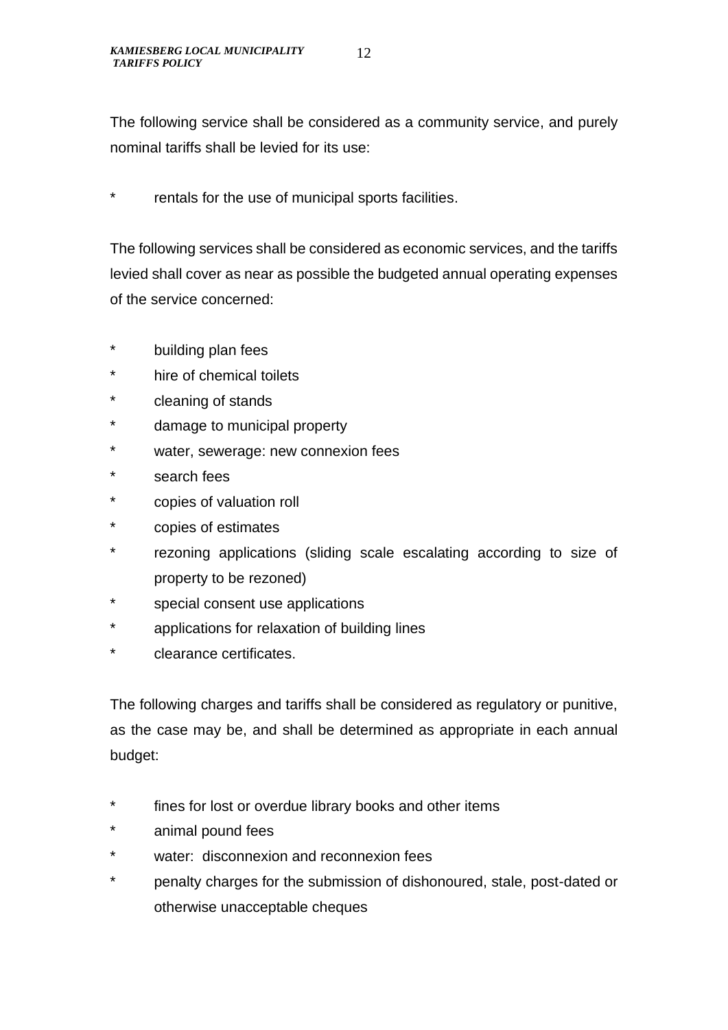The following service shall be considered as a community service, and purely nominal tariffs shall be levied for its use:

* rentals for the use of municipal sports facilities.

The following services shall be considered as economic services, and the tariffs levied shall cover as near as possible the budgeted annual operating expenses of the service concerned:

* building plan fees
* hire of chemical toilets
* cleaning of stands
* damage to municipal property
* water, sewerage: new connexion fees
* search fees
* copies of valuation roll
* copies of estimates
* rezoning applications (sliding scale escalating according to size of property to be rezoned)
* special consent use applications
* applications for relaxation of building lines
* clearance certificates.

The following charges and tariffs shall be considered as regulatory or punitive, as the case may be, and shall be determined as appropriate in each annual budget:

* fines for lost or overdue library books and other items
* animal pound fees
* water: disconnexion and reconnexion fees
* penalty charges for the submission of dishonoured, stale, post-dated or otherwise unacceptable cheques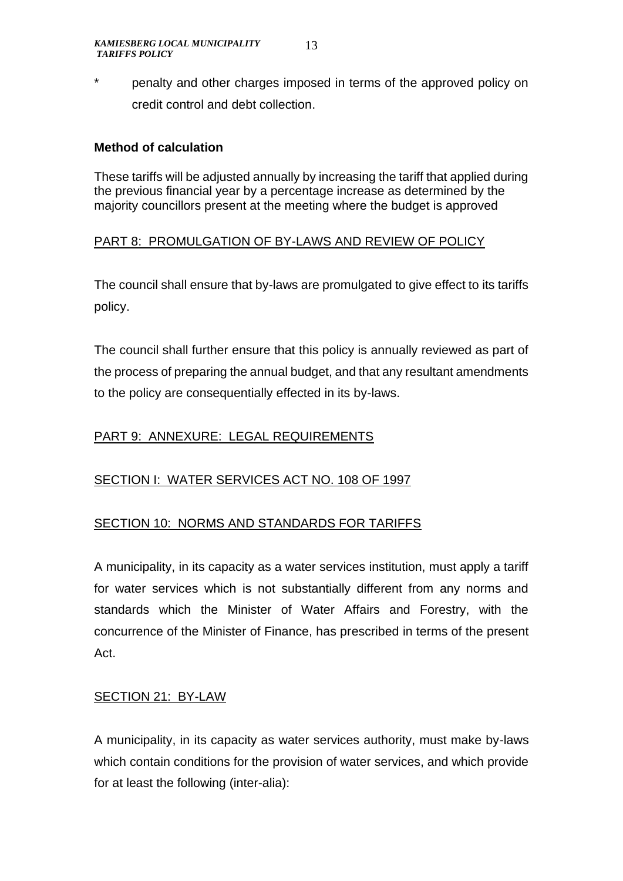* penalty and other charges imposed in terms of the approved policy on credit control and debt collection.

**Method of calculation**

These tariffs will be adjusted annually by increasing the tariff that applied during the previous financial year by a percentage increase as determined by the majority councillors present at the meeting where the budget is approved

PART 8: PROMULGATION OF BY-LAWS AND REVIEW OF POLICY

The council shall ensure that by-laws are promulgated to give effect to its tariffs policy.

The council shall further ensure that this policy is annually reviewed as part of the process of preparing the annual budget, and that any resultant amendments to the policy are consequentially effected in its by-laws.

PART 9: ANNEXURE: LEGAL REQUIREMENTS

SECTION I: WATER SERVICES ACT NO. 108 OF 1997

SECTION 10: NORMS AND STANDARDS FOR TARIFFS

A municipality, in its capacity as a water services institution, must apply a tariff for water services which is not substantially different from any norms and standards which the Minister of Water Affairs and Forestry, with the concurrence of the Minister of Finance, has prescribed in terms of the present Act.

SECTION 21: BY-LAW

A municipality, in its capacity as water services authority, must make by-laws which contain conditions for the provision of water services, and which provide for at least the following (inter-alia):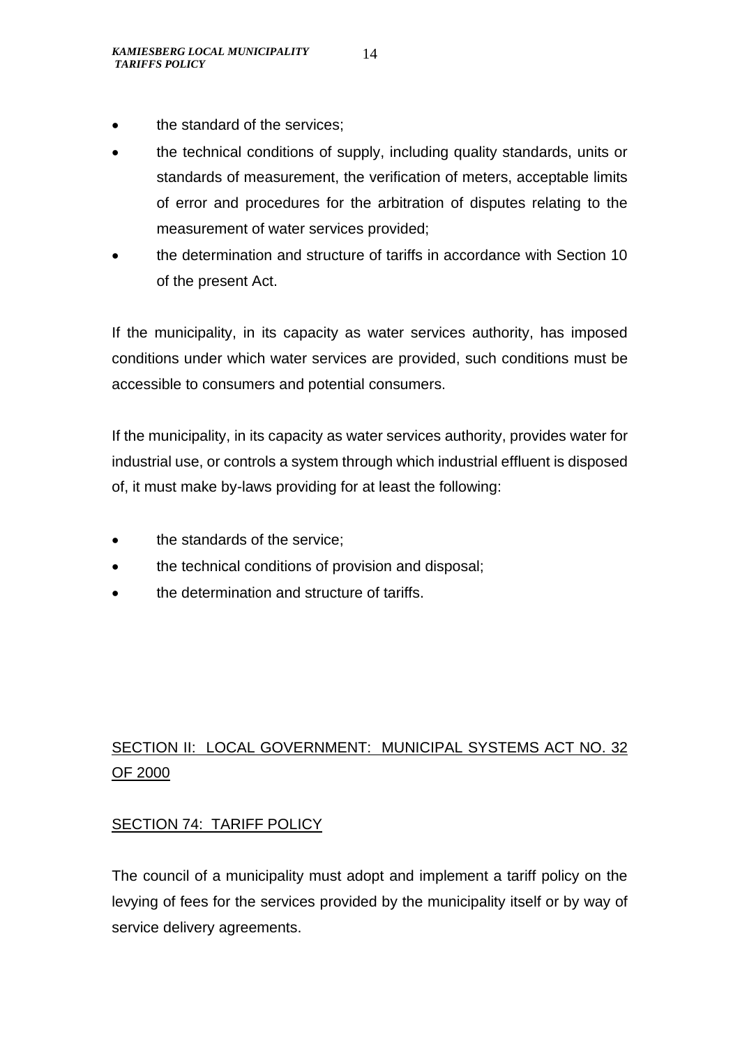- the standard of the services;
- the technical conditions of supply, including quality standards, units or standards of measurement, the verification of meters, acceptable limits of error and procedures for the arbitration of disputes relating to the measurement of water services provided;
- the determination and structure of tariffs in accordance with Section 10 of the present Act.

If the municipality, in its capacity as water services authority, has imposed conditions under which water services are provided, such conditions must be accessible to consumers and potential consumers.

If the municipality, in its capacity as water services authority, provides water for industrial use, or controls a system through which industrial effluent is disposed of, it must make by-laws providing for at least the following:

- the standards of the service;
- the technical conditions of provision and disposal;
- the determination and structure of tariffs.

## SECTION II: LOCAL GOVERNMENT: MUNICIPAL SYSTEMS ACT NO. 32 OF 2000

### SECTION 74: TARIFF POLICY

The council of a municipality must adopt and implement a tariff policy on the levying of fees for the services provided by the municipality itself or by way of service delivery agreements.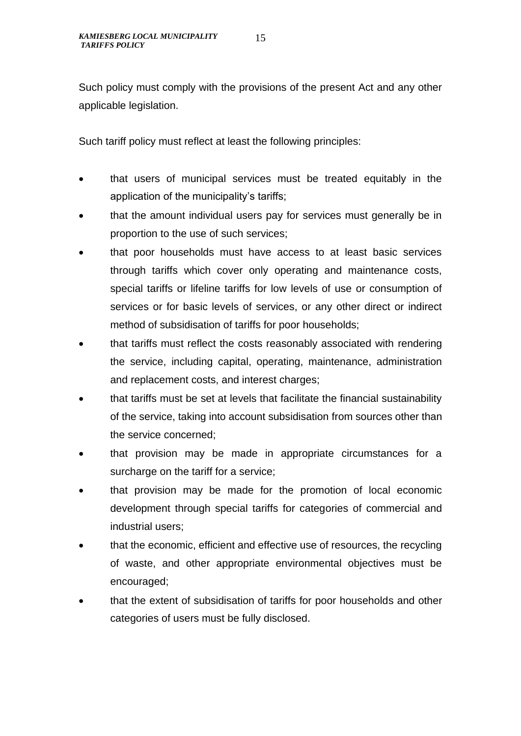Such policy must comply with the provisions of the present Act and any other applicable legislation.

Such tariff policy must reflect at least the following principles:

- that users of municipal services must be treated equitably in the application of the municipality's tariffs;
- that the amount individual users pay for services must generally be in proportion to the use of such services;
- that poor households must have access to at least basic services through tariffs which cover only operating and maintenance costs, special tariffs or lifeline tariffs for low levels of use or consumption of services or for basic levels of services, or any other direct or indirect method of subsidisation of tariffs for poor households;
- that tariffs must reflect the costs reasonably associated with rendering the service, including capital, operating, maintenance, administration and replacement costs, and interest charges;
- that tariffs must be set at levels that facilitate the financial sustainability of the service, taking into account subsidisation from sources other than the service concerned;
- that provision may be made in appropriate circumstances for a surcharge on the tariff for a service;
- that provision may be made for the promotion of local economic development through special tariffs for categories of commercial and industrial users;
- that the economic, efficient and effective use of resources, the recycling of waste, and other appropriate environmental objectives must be encouraged;
- that the extent of subsidisation of tariffs for poor households and other categories of users must be fully disclosed.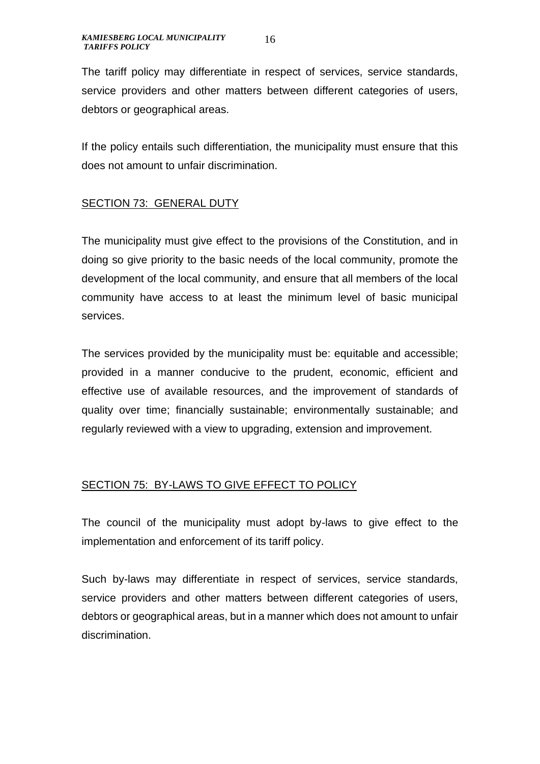The tariff policy may differentiate in respect of services, service standards, service providers and other matters between different categories of users, debtors or geographical areas.

If the policy entails such differentiation, the municipality must ensure that this does not amount to unfair discrimination.

## SECTION 73: GENERAL DUTY

The municipality must give effect to the provisions of the Constitution, and in doing so give priority to the basic needs of the local community, promote the development of the local community, and ensure that all members of the local community have access to at least the minimum level of basic municipal services.

The services provided by the municipality must be: equitable and accessible; provided in a manner conducive to the prudent, economic, efficient and effective use of available resources, and the improvement of standards of quality over time; financially sustainable; environmentally sustainable; and regularly reviewed with a view to upgrading, extension and improvement.

## SECTION 75: BY-LAWS TO GIVE EFFECT TO POLICY

The council of the municipality must adopt by-laws to give effect to the implementation and enforcement of its tariff policy.

Such by-laws may differentiate in respect of services, service standards, service providers and other matters between different categories of users, debtors or geographical areas, but in a manner which does not amount to unfair discrimination.